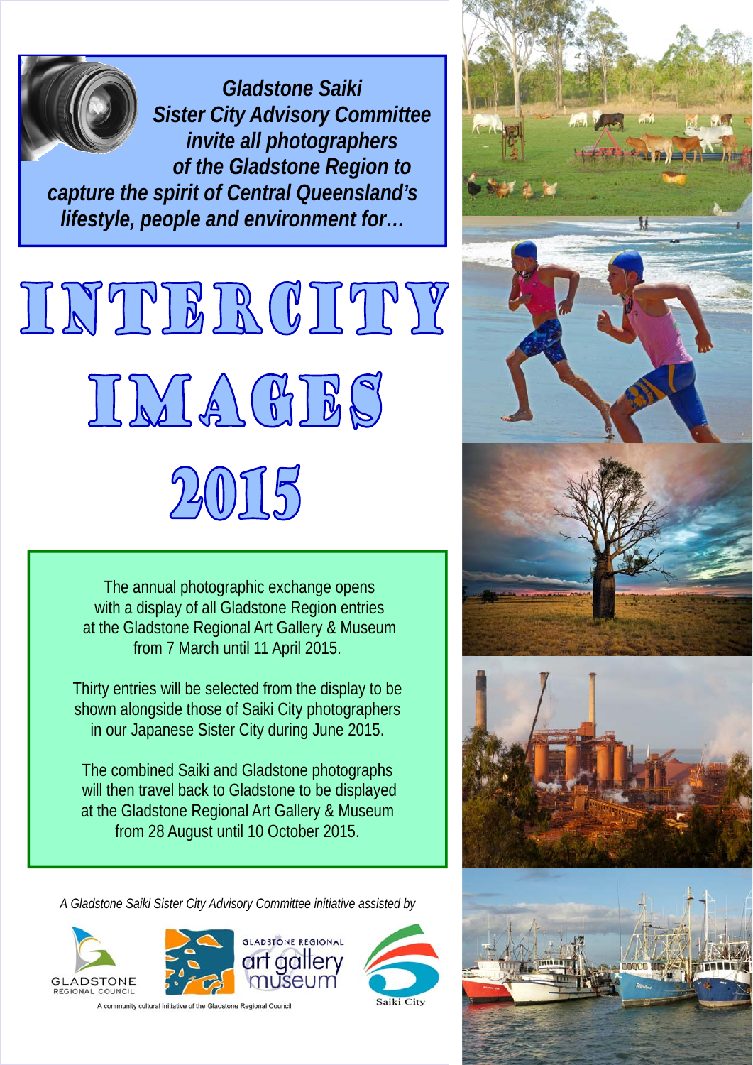*Gladstone Saiki Sister City Advisory Committee invite all photographers of the Gladstone Region to capture the spirit of Central Queensland's lifestyle, people and environment for…*

# INTERCITY IMAGES 2015

The annual photographic exchange opens with a display of all Gladstone Region entries at the Gladstone Regional Art Gallery & Museum from 7 March until 11 April 2015.

Thirty entries will be selected from the display to be shown alongside those of Saiki City photographers in our Japanese Sister City during June 2015.

The combined Saiki and Gladstone photographs will then travel back to Gladstone to be displayed at the Gladstone Regional Art Gallery & Museum from 28 August until 10 October 2015.

*A Gladstone Saiki Sister City Advisory Committee initiative assisted by*

GLADSTONE REGIONAL COUNCIL

GLADSTONE REGIONAL art gallery museum

A community cultural initiative of the Gladstone Regional Council

Saiki City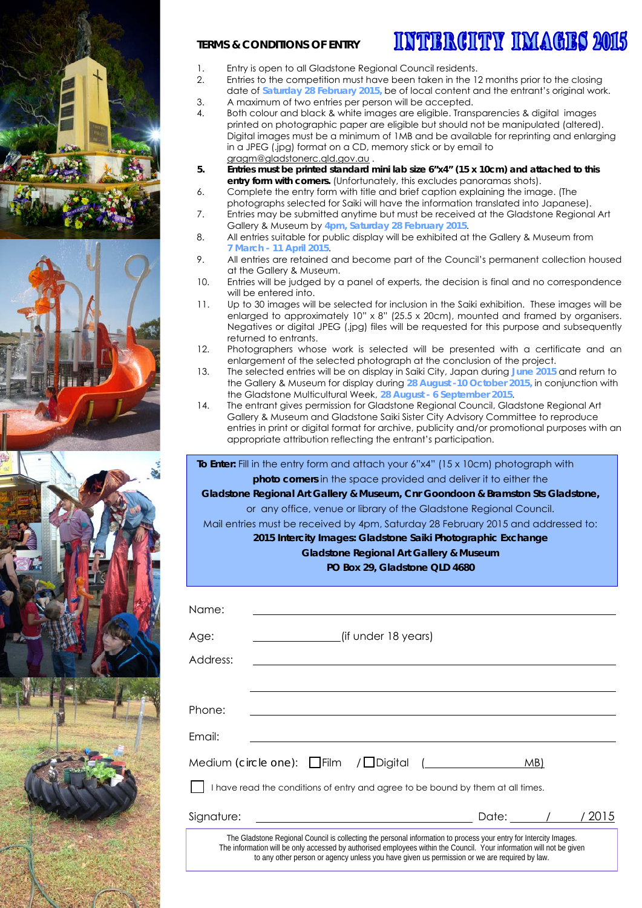# INTERCITY IMAGES 2015

## TERMS & CONDITIONS OF ENTRY

1. Entry is open to all Gladstone Regional Council residents.
2. Entries to the competition must have been taken in the 12 months prior to the closing date of **Saturday 28 February 2015,** be of local content and the entrant's original work.
3. A maximum of two entries per person will be accepted.
4. Both colour and black & white images are eligible. Transparencies & digital images printed on photographic paper are eligible but should not be manipulated (altered). Digital images must be a minimum of 1MB and be available for reprinting and enlarging in a JPEG (.jpg) format on a CD, memory stick or by email to gragm@gladstonerc.qld.gov.au .
5. **Entries must be printed standard mini lab size 6"x4" (15 x 10cm) and attached to this entry form with corners.** (Unfortunately, this excludes panoramas shots).
6. Complete the entry form with title and brief caption explaining the image. (The photographs selected for Saiki will have the information translated into Japanese).
7. Entries may be submitted anytime but must be received at the Gladstone Regional Art Gallery & Museum by **4pm, Saturday 28 February 2015**.
8. All entries suitable for public display will be exhibited at the Gallery & Museum from **7 March - 11 April 2015**.
9. All entries are retained and become part of the Council's permanent collection housed at the Gallery & Museum.
10. Entries will be judged by a panel of experts, the decision is final and no correspondence will be entered into.
11. Up to 30 images will be selected for inclusion in the Saiki exhibition. These images will be enlarged to approximately 10" x 8" (25.5 x 20cm), mounted and framed by organisers. Negatives or digital JPEG (.jpg) files will be requested for this purpose and subsequently returned to entrants.
12. Photographers whose work is selected will be presented with a certificate and an enlargement of the selected photograph at the conclusion of the project.
13. The selected entries will be on display in Saiki City, Japan during **June 2015** and return to the Gallery & Museum for display during **28 August - 10 October 2015,** in conjunction with the Gladstone Multicultural Week, **28 August - 6 September 2015**.
14. The entrant gives permission for Gladstone Regional Council, Gladstone Regional Art Gallery & Museum and Gladstone Saiki Sister City Advisory Committee to reproduce entries in print or digital format for archive, publicity and/or promotional purposes with an appropriate attribution reflecting the entrant's participation.

**To Enter:** Fill in the entry form and attach your 6"x4" (15 x 10cm) photograph with **photo corners** in the space provided and deliver it to either the **Gladstone Regional Art Gallery & Museum, Cnr Goondoon & Bramston Sts Gladstone,** or any office, venue or library of the Gladstone Regional Council.
Mail entries must be received by 4pm, Saturday 28 February 2015 and addressed to:
**2015 Intercity Images: Gladstone Saiki Photographic Exchange**
**Gladstone Regional Art Gallery & Museum**
**PO Box 29, Gladstone QLD 4680**

Name: ____________________

Age: __________ (if under 18 years)

Address: ____________________

____________________

Phone: ____________________

Email: ____________________

Medium (circle one): ☐ Film / ☐ Digital (__________ MB)

☐ I have read the conditions of entry and agree to be bound by them at all times.

Signature: ____________________ Date: ____ / ____ / 2015

The Gladstone Regional Council is collecting the personal information to process your entry for Intercity Images. The information will be only accessed by authorised employees within the Council. Your information will not be given to any other person or agency unless you have given us permission or we are required by law.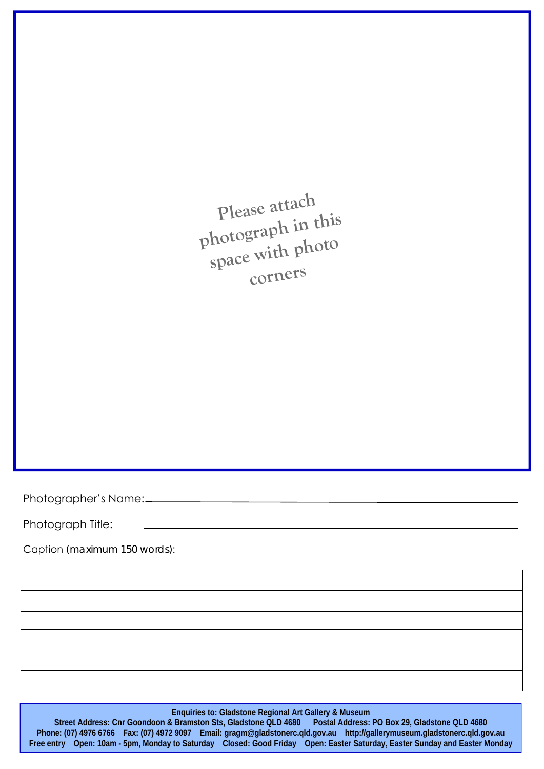Please attach photograph in this space with photo corners

Photographer's Name: ______________________________________________

Photograph Title: ______________________________________________

Caption (maximum 150 words):

| |
|---|
| |
| |
| |
| |
| |

**Enquiries to: Gladstone Regional Art Gallery & Museum**
**Street Address: Cnr Goondoon & Bramston Sts, Gladstone QLD 4680 Postal Address: PO Box 29, Gladstone QLD 4680**
**Phone: (07) 4976 6766 Fax: (07) 4972 9097 Email: gragm@gladstonerc.qld.gov.au http://gallerymuseum.gladstonerc.qld.gov.au**
**Free entry Open: 10am - 5pm, Monday to Saturday Closed: Good Friday Open: Easter Saturday, Easter Sunday and Easter Monday**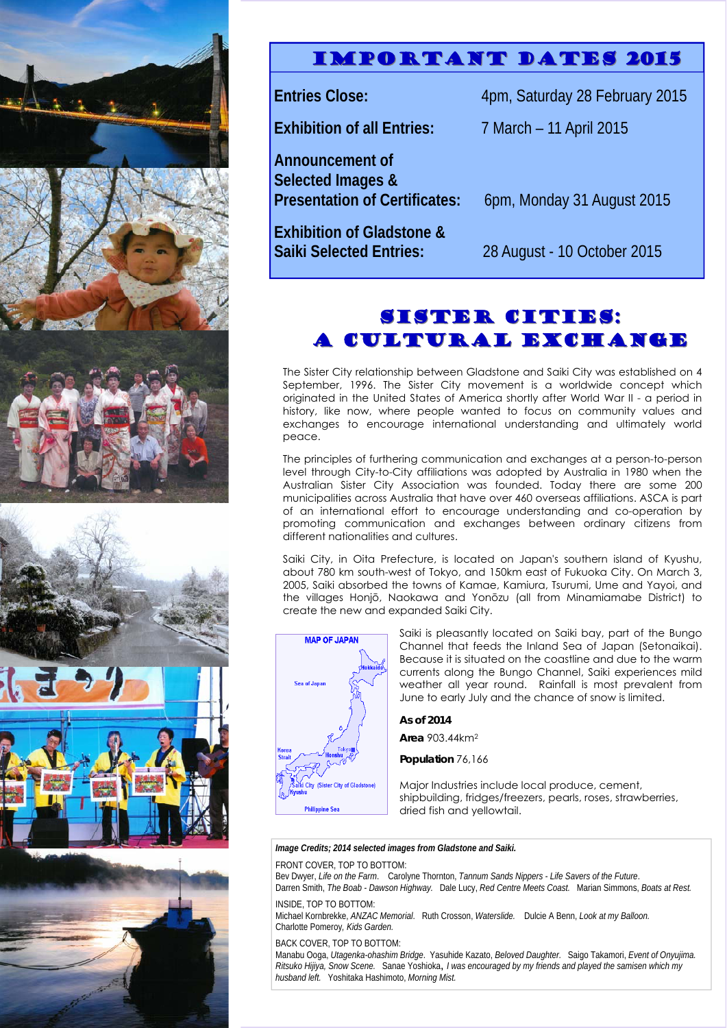# IMPORTANT DATES 2015

| | |
|---|---|
| **Entries Close:** | 4pm, Saturday 28 February 2015 |
| **Exhibition of all Entries:** | 7 March – 11 April 2015 |
| **Announcement of Selected Images & Presentation of Certificates:** | 6pm, Monday 31 August 2015 |
| **Exhibition of Gladstone & Saiki Selected Entries:** | 28 August - 10 October 2015 |

# SISTER CITIES: A CULTURAL EXCHANGE

The Sister City relationship between Gladstone and Saiki City was established on 4 September, 1996. The Sister City movement is a worldwide concept which originated in the United States of America shortly after World War II - a period in history, like now, where people wanted to focus on community values and exchanges to encourage international understanding and ultimately world peace.

The principles of furthering communication and exchanges at a person-to-person level through City-to-City affiliations was adopted by Australia in 1980 when the Australian Sister City Association was founded. Today there are some 200 municipalities across Australia that have over 460 overseas affiliations. ASCA is part of an international effort to encourage understanding and co-operation by promoting communication and exchanges between ordinary citizens from different nationalities and cultures.

Saiki City, in Oita Prefecture, is located on Japan's southern island of Kyushu, about 780 km south-west of Tokyo, and 150km east of Fukuoka City. On March 3, 2005, Saiki absorbed the towns of Kamae, Kamiura, Tsurumi, Ume and Yayoi, and the villages Honjō, Naokawa and Yonōzu (all from Minamiamabe District) to create the new and expanded Saiki City.

MAP OF JAPAN

Hokkaido
Sea of Japan
Korea Strait
Tokyo
Honshu
Saiki City (Sister City of Gladstone)
Kyushu
Philippine Sea

Saiki is pleasantly located on Saiki bay, part of the Bungo Channel that feeds the Inland Sea of Japan (Setonaikai). Because it is situated on the coastline and due to the warm currents along the Bungo Channel, Saiki experiences mild weather all year round. Rainfall is most prevalent from June to early July and the chance of snow is limited.

**As of 2014**

**Area** 903.44km$^2$

**Population** 76,166

Major Industries include local produce, cement, shipbuilding, fridges/freezers, pearls, roses, strawberries, dried fish and yellowtail.

***Image Credits; 2014 selected images from Gladstone and Saiki.***

FRONT COVER, TOP TO BOTTOM:
Bev Dwyer, *Life on the Farm*. Carolyne Thornton, *Tannum Sands Nippers - Life Savers of the Future*. Darren Smith, *The Boab - Dawson Highway*. Dale Lucy, *Red Centre Meets Coast*. Marian Simmons, *Boats at Rest*.

INSIDE, TOP TO BOTTOM:
Michael Kornbrekke, *ANZAC Memorial*. Ruth Crosson, *Waterslide*. Dulcie A Benn, *Look at my Balloon*. Charlotte Pomeroy, *Kids Garden*.

BACK COVER, TOP TO BOTTOM:
Manabu Ooga, *Utagenka-ohashim Bridge*. Yasuhide Kazato, *Beloved Daughter*. Saigo Takamori, *Event of Onyujima*. *Ritsuko Hijiya, Snow Scene*. Sanae Yoshioka, *I was encouraged by my friends and played the samisen which my husband left*. Yoshitaka Hashimoto, *Morning Mist*.